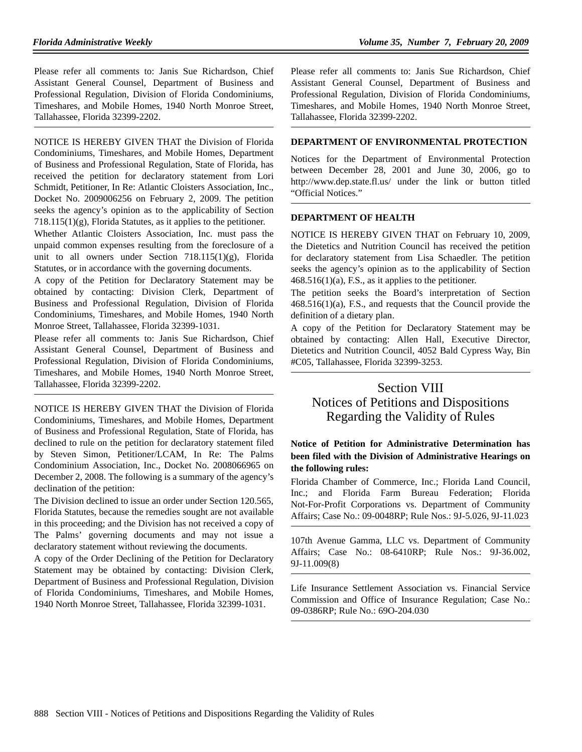Please refer all comments to: Janis Sue Richardson, Chief Assistant General Counsel, Department of Business and Professional Regulation, Division of Florida Condominiums, Timeshares, and Mobile Homes, 1940 North Monroe Street, Tallahassee, Florida 32399-2202.

---

NOTICE IS HEREBY GIVEN THAT the Division of Florida Condominiums, Timeshares, and Mobile Homes, Department of Business and Professional Regulation, State of Florida, has received the petition for declaratory statement from Lori Schmidt, Petitioner, In Re: Atlantic Cloisters Association, Inc., Docket No. 2009006256 on February 2, 2009. The petition seeks the agency's opinion as to the applicability of Section 718.115(1)(g), Florida Statutes, as it applies to the petitioner.

Whether Atlantic Cloisters Association, Inc. must pass the unpaid common expenses resulting from the foreclosure of a unit to all owners under Section 718.115(1)(g), Florida Statutes, or in accordance with the governing documents.

A copy of the Petition for Declaratory Statement may be obtained by contacting: Division Clerk, Department of Business and Professional Regulation, Division of Florida Condominiums, Timeshares, and Mobile Homes, 1940 North Monroe Street, Tallahassee, Florida 32399-1031.

Please refer all comments to: Janis Sue Richardson, Chief Assistant General Counsel, Department of Business and Professional Regulation, Division of Florida Condominiums, Timeshares, and Mobile Homes, 1940 North Monroe Street, Tallahassee, Florida 32399-2202.

---

NOTICE IS HEREBY GIVEN THAT the Division of Florida Condominiums, Timeshares, and Mobile Homes, Department of Business and Professional Regulation, State of Florida, has declined to rule on the petition for declaratory statement filed by Steven Simon, Petitioner/LCAM, In Re: The Palms Condominium Association, Inc., Docket No. 2008066965 on December 2, 2008. The following is a summary of the agency's declination of the petition:

The Division declined to issue an order under Section 120.565, Florida Statutes, because the remedies sought are not available in this proceeding; and the Division has not received a copy of The Palms' governing documents and may not issue a declaratory statement without reviewing the documents.

A copy of the Order Declining of the Petition for Declaratory Statement may be obtained by contacting: Division Clerk, Department of Business and Professional Regulation, Division of Florida Condominiums, Timeshares, and Mobile Homes, 1940 North Monroe Street, Tallahassee, Florida 32399-1031.

Please refer all comments to: Janis Sue Richardson, Chief Assistant General Counsel, Department of Business and Professional Regulation, Division of Florida Condominiums, Timeshares, and Mobile Homes, 1940 North Monroe Street, Tallahassee, Florida 32399-2202.

---

**DEPARTMENT OF ENVIRONMENTAL PROTECTION**

Notices for the Department of Environmental Protection between December 28, 2001 and June 30, 2006, go to http://www.dep.state.fl.us/ under the link or button titled "Official Notices."

---

**DEPARTMENT OF HEALTH**

NOTICE IS HEREBY GIVEN THAT on February 10, 2009, the Dietetics and Nutrition Council has received the petition for declaratory statement from Lisa Schaedler. The petition seeks the agency's opinion as to the applicability of Section 468.516(1)(a), F.S., as it applies to the petitioner.

The petition seeks the Board's interpretation of Section 468.516(1)(a), F.S., and requests that the Council provide the definition of a dietary plan.

A copy of the Petition for Declaratory Statement may be obtained by contacting: Allen Hall, Executive Director, Dietetics and Nutrition Council, 4052 Bald Cypress Way, Bin #C05, Tallahassee, Florida 32399-3253.

---

# Section VIII Notices of Petitions and Dispositions Regarding the Validity of Rules

**Notice of Petition for Administrative Determination has been filed with the Division of Administrative Hearings on the following rules:**

Florida Chamber of Commerce, Inc.; Florida Land Council, Inc.; and Florida Farm Bureau Federation; Florida Not-For-Profit Corporations vs. Department of Community Affairs; Case No.: 09-0048RP; Rule Nos.: 9J-5.026, 9J-11.023

---

107th Avenue Gamma, LLC vs. Department of Community Affairs; Case No.: 08-6410RP; Rule Nos.: 9J-36.002, 9J-11.009(8)

---

Life Insurance Settlement Association vs. Financial Service Commission and Office of Insurance Regulation; Case No.: 09-0386RP; Rule No.: 69O-204.030

---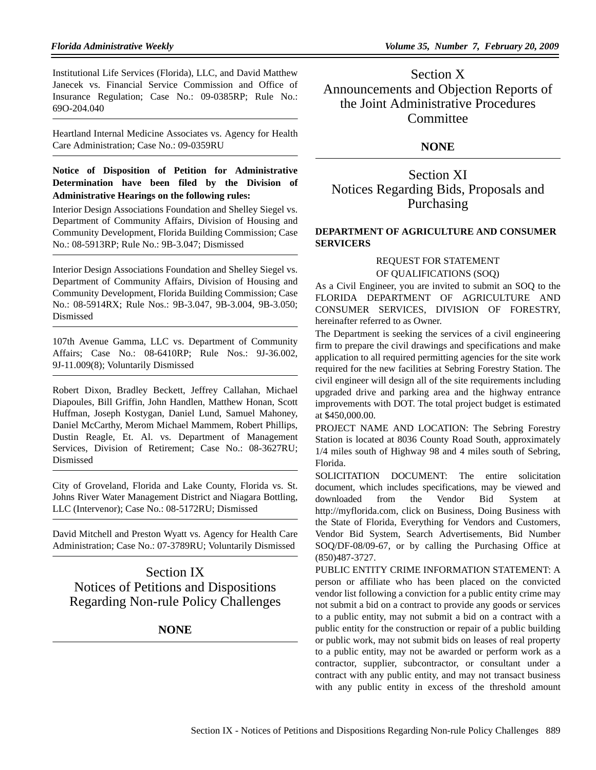Institutional Life Services (Florida), LLC, and David Matthew Janecek vs. Financial Service Commission and Office of Insurance Regulation; Case No.: 09-0385RP; Rule No.: 69O-204.040

---

Heartland Internal Medicine Associates vs. Agency for Health Care Administration; Case No.: 09-0359RU

---

**Notice of Disposition of Petition for Administrative Determination have been filed by the Division of Administrative Hearings on the following rules:**

Interior Design Associations Foundation and Shelley Siegel vs. Department of Community Affairs, Division of Housing and Community Development, Florida Building Commission; Case No.: 08-5913RP; Rule No.: 9B-3.047; Dismissed

---

Interior Design Associations Foundation and Shelley Siegel vs. Department of Community Affairs, Division of Housing and Community Development, Florida Building Commission; Case No.: 08-5914RX; Rule Nos.: 9B-3.047, 9B-3.004, 9B-3.050; Dismissed

---

107th Avenue Gamma, LLC vs. Department of Community Affairs; Case No.: 08-6410RP; Rule Nos.: 9J-36.002, 9J-11.009(8); Voluntarily Dismissed

---

Robert Dixon, Bradley Beckett, Jeffrey Callahan, Michael Diapoules, Bill Griffin, John Handlen, Matthew Honan, Scott Huffman, Joseph Kostygan, Daniel Lund, Samuel Mahoney, Daniel McCarthy, Merom Michael Mammem, Robert Phillips, Dustin Reagle, Et. Al. vs. Department of Management Services, Division of Retirement; Case No.: 08-3627RU; Dismissed

---

City of Groveland, Florida and Lake County, Florida vs. St. Johns River Water Management District and Niagara Bottling, LLC (Intervenor); Case No.: 08-5172RU; Dismissed

---

David Mitchell and Preston Wyatt vs. Agency for Health Care Administration; Case No.: 07-3789RU; Voluntarily Dismissed

---

# Section IX
# Notices of Petitions and Dispositions Regarding Non-rule Policy Challenges

**NONE**

---

# Section X
# Announcements and Objection Reports of the Joint Administrative Procedures Committee

**NONE**

---

# Section XI
# Notices Regarding Bids, Proposals and Purchasing

**DEPARTMENT OF AGRICULTURE AND CONSUMER SERVICERS**

REQUEST FOR STATEMENT
OF QUALIFICATIONS (SOQ)

As a Civil Engineer, you are invited to submit an SOQ to the FLORIDA DEPARTMENT OF AGRICULTURE AND CONSUMER SERVICES, DIVISION OF FORESTRY, hereinafter referred to as Owner.

The Department is seeking the services of a civil engineering firm to prepare the civil drawings and specifications and make application to all required permitting agencies for the site work required for the new facilities at Sebring Forestry Station. The civil engineer will design all of the site requirements including upgraded drive and parking area and the highway entrance improvements with DOT. The total project budget is estimated at $450,000.00.

PROJECT NAME AND LOCATION: The Sebring Forestry Station is located at 8036 County Road South, approximately 1/4 miles south of Highway 98 and 4 miles south of Sebring, Florida.

SOLICITATION DOCUMENT: The entire solicitation document, which includes specifications, may be viewed and downloaded from the Vendor Bid System at http://myflorida.com, click on Business, Doing Business with the State of Florida, Everything for Vendors and Customers, Vendor Bid System, Search Advertisements, Bid Number SOQ/DF-08/09-67, or by calling the Purchasing Office at (850)487-3727.

PUBLIC ENTITY CRIME INFORMATION STATEMENT: A person or affiliate who has been placed on the convicted vendor list following a conviction for a public entity crime may not submit a bid on a contract to provide any goods or services to a public entity, may not submit a bid on a contract with a public entity for the construction or repair of a public building or public work, may not submit bids on leases of real property to a public entity, may not be awarded or perform work as a contractor, supplier, subcontractor, or consultant under a contract with any public entity, and may not transact business with any public entity in excess of the threshold amount